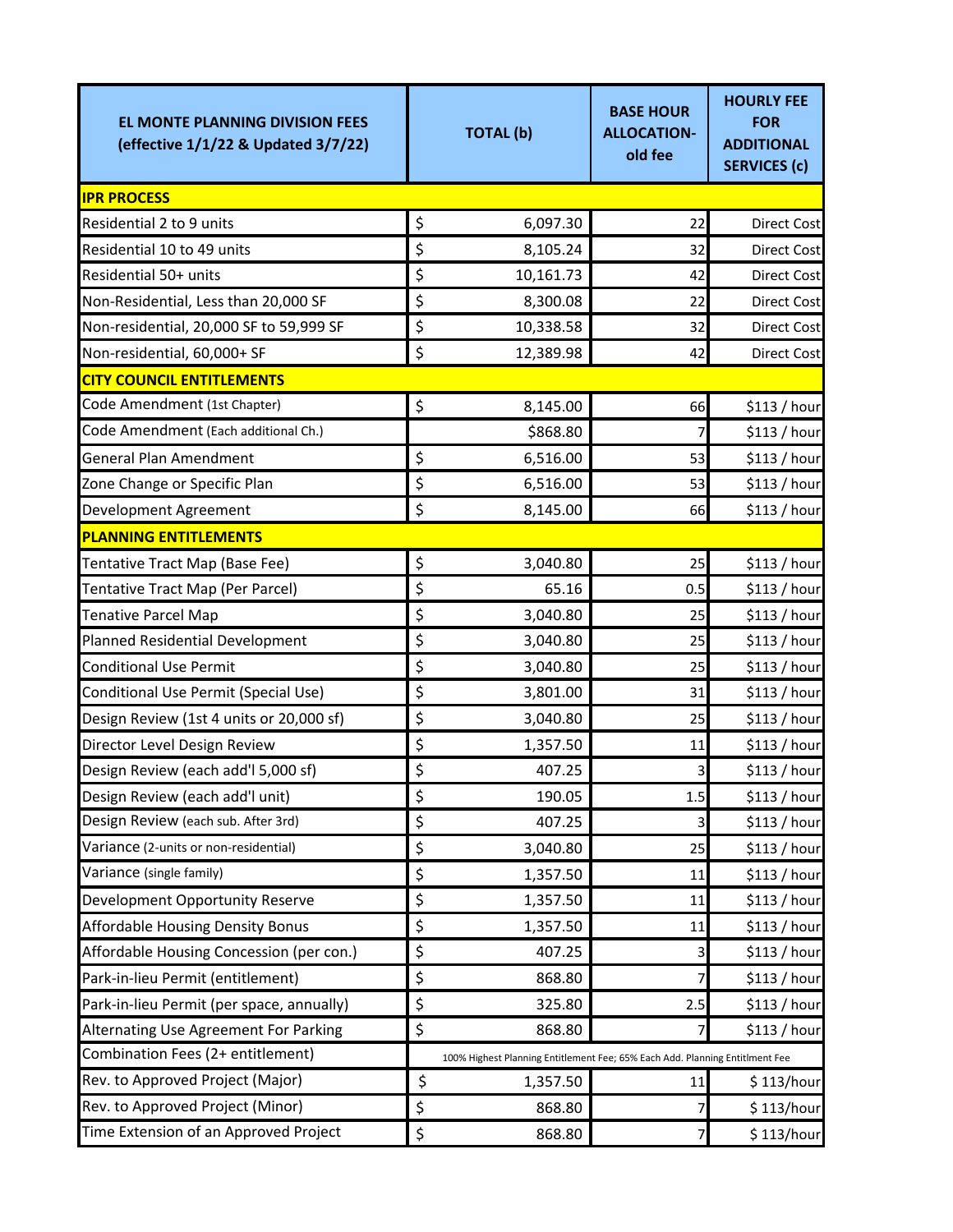| EL MONTE PLANNING DIVISION FEES (effective 1/1/22 & Updated 3/7/22) | TOTAL (b) | BASE HOUR ALLOCATION- old fee | HOURLY FEE FOR ADDITIONAL SERVICES (c) |
|---|---|---|---|
| **IPR PROCESS** | | | |
| Residential 2 to 9 units | $ 6,097.30 | 22 | Direct Cost |
| Residential 10 to 49 units | $ 8,105.24 | 32 | Direct Cost |
| Residential 50+ units | $ 10,161.73 | 42 | Direct Cost |
| Non-Residential, Less than 20,000 SF | $ 8,300.08 | 22 | Direct Cost |
| Non-residential, 20,000 SF to 59,999 SF | $ 10,338.58 | 32 | Direct Cost |
| Non-residential, 60,000+ SF | $ 12,389.98 | 42 | Direct Cost |
| **CITY COUNCIL ENTITLEMENTS** | | | |
| Code Amendment (1st Chapter) | $ 8,145.00 | 66 | $113 / hour |
| Code Amendment (Each additional Ch.) | $868.80 | 7 | $113 / hour |
| General Plan Amendment | $ 6,516.00 | 53 | $113 / hour |
| Zone Change or Specific Plan | $ 6,516.00 | 53 | $113 / hour |
| Development Agreement | $ 8,145.00 | 66 | $113 / hour |
| **PLANNING ENTITLEMENTS** | | | |
| Tentative Tract Map (Base Fee) | $ 3,040.80 | 25 | $113 / hour |
| Tentative Tract Map (Per Parcel) | $ 65.16 | 0.5 | $113 / hour |
| Tenative Parcel Map | $ 3,040.80 | 25 | $113 / hour |
| Planned Residential Development | $ 3,040.80 | 25 | $113 / hour |
| Conditional Use Permit | $ 3,040.80 | 25 | $113 / hour |
| Conditional Use Permit (Special Use) | $ 3,801.00 | 31 | $113 / hour |
| Design Review (1st 4 units or 20,000 sf) | $ 3,040.80 | 25 | $113 / hour |
| Director Level Design Review | $ 1,357.50 | 11 | $113 / hour |
| Design Review (each add'l 5,000 sf) | $ 407.25 | 3 | $113 / hour |
| Design Review (each add'l unit) | $ 190.05 | 1.5 | $113 / hour |
| Design Review (each sub. After 3rd) | $ 407.25 | 3 | $113 / hour |
| Variance (2-units or non-residential) | $ 3,040.80 | 25 | $113 / hour |
| Variance (single family) | $ 1,357.50 | 11 | $113 / hour |
| Development Opportunity Reserve | $ 1,357.50 | 11 | $113 / hour |
| Affordable Housing Density Bonus | $ 1,357.50 | 11 | $113 / hour |
| Affordable Housing Concession (per con.) | $ 407.25 | 3 | $113 / hour |
| Park-in-lieu Permit (entitlement) | $ 868.80 | 7 | $113 / hour |
| Park-in-lieu Permit (per space, annually) | $ 325.80 | 2.5 | $113 / hour |
| Alternating Use Agreement For Parking | $ 868.80 | 7 | $113 / hour |
| Combination Fees (2+ entitlement) | 100% Highest Planning Entitlement Fee; 65% Each Add. Planning Entitlment Fee | | |
| Rev. to Approved Project (Major) | $ 1,357.50 | 11 | $ 113/hour |
| Rev. to Approved Project (Minor) | $ 868.80 | 7 | $ 113/hour |
| Time Extension of an Approved Project | $ 868.80 | 7 | $ 113/hour |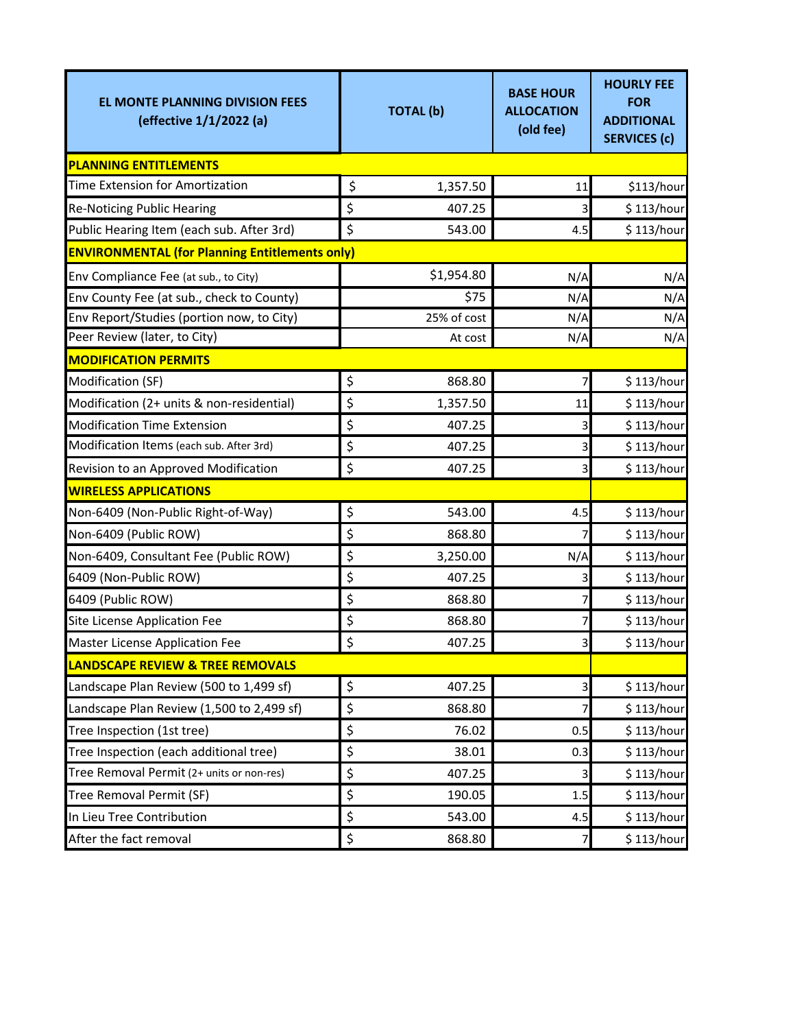| EL MONTE PLANNING DIVISION FEES (effective 1/1/2022 (a) | TOTAL (b) | BASE HOUR ALLOCATION (old fee) | HOURLY FEE FOR ADDITIONAL SERVICES (c) |
|---|---|---|---|
| **PLANNING ENTITLEMENTS** | | | |
| Time Extension for Amortization | $ 1,357.50 | 11 | $113/hour |
| Re-Noticing Public Hearing | $ 407.25 | 3 | $ 113/hour |
| Public Hearing Item (each sub. After 3rd) | $ 543.00 | 4.5 | $ 113/hour |
| **ENVIRONMENTAL (for Planning Entitlements only)** | | | |
| Env Compliance Fee (at sub., to City) | $1,954.80 | N/A | N/A |
| Env County Fee (at sub., check to County) | $75 | N/A | N/A |
| Env Report/Studies (portion now, to City) | 25% of cost | N/A | N/A |
| Peer Review (later, to City) | At cost | N/A | N/A |
| **MODIFICATION PERMITS** | | | |
| Modification (SF) | $ 868.80 | 7 | $ 113/hour |
| Modification (2+ units & non-residential) | $ 1,357.50 | 11 | $ 113/hour |
| Modification Time Extension | $ 407.25 | 3 | $ 113/hour |
| Modification Items (each sub. After 3rd) | $ 407.25 | 3 | $ 113/hour |
| Revision to an Approved Modification | $ 407.25 | 3 | $ 113/hour |
| **WIRELESS APPLICATIONS** | | | |
| Non-6409 (Non-Public Right-of-Way) | $ 543.00 | 4.5 | $ 113/hour |
| Non-6409 (Public ROW) | $ 868.80 | 7 | $ 113/hour |
| Non-6409, Consultant Fee (Public ROW) | $ 3,250.00 | N/A | $ 113/hour |
| 6409 (Non-Public ROW) | $ 407.25 | 3 | $ 113/hour |
| 6409 (Public ROW) | $ 868.80 | 7 | $ 113/hour |
| Site License Application Fee | $ 868.80 | 7 | $ 113/hour |
| Master License Application Fee | $ 407.25 | 3 | $ 113/hour |
| **LANDSCAPE REVIEW & TREE REMOVALS** | | | |
| Landscape Plan Review (500 to 1,499 sf) | $ 407.25 | 3 | $ 113/hour |
| Landscape Plan Review (1,500 to 2,499 sf) | $ 868.80 | 7 | $ 113/hour |
| Tree Inspection (1st tree) | $ 76.02 | 0.5 | $ 113/hour |
| Tree Inspection (each additional tree) | $ 38.01 | 0.3 | $ 113/hour |
| Tree Removal Permit (2+ units or non-res) | $ 407.25 | 3 | $ 113/hour |
| Tree Removal Permit (SF) | $ 190.05 | 1.5 | $ 113/hour |
| In Lieu Tree Contribution | $ 543.00 | 4.5 | $ 113/hour |
| After the fact removal | $ 868.80 | 7 | $ 113/hour |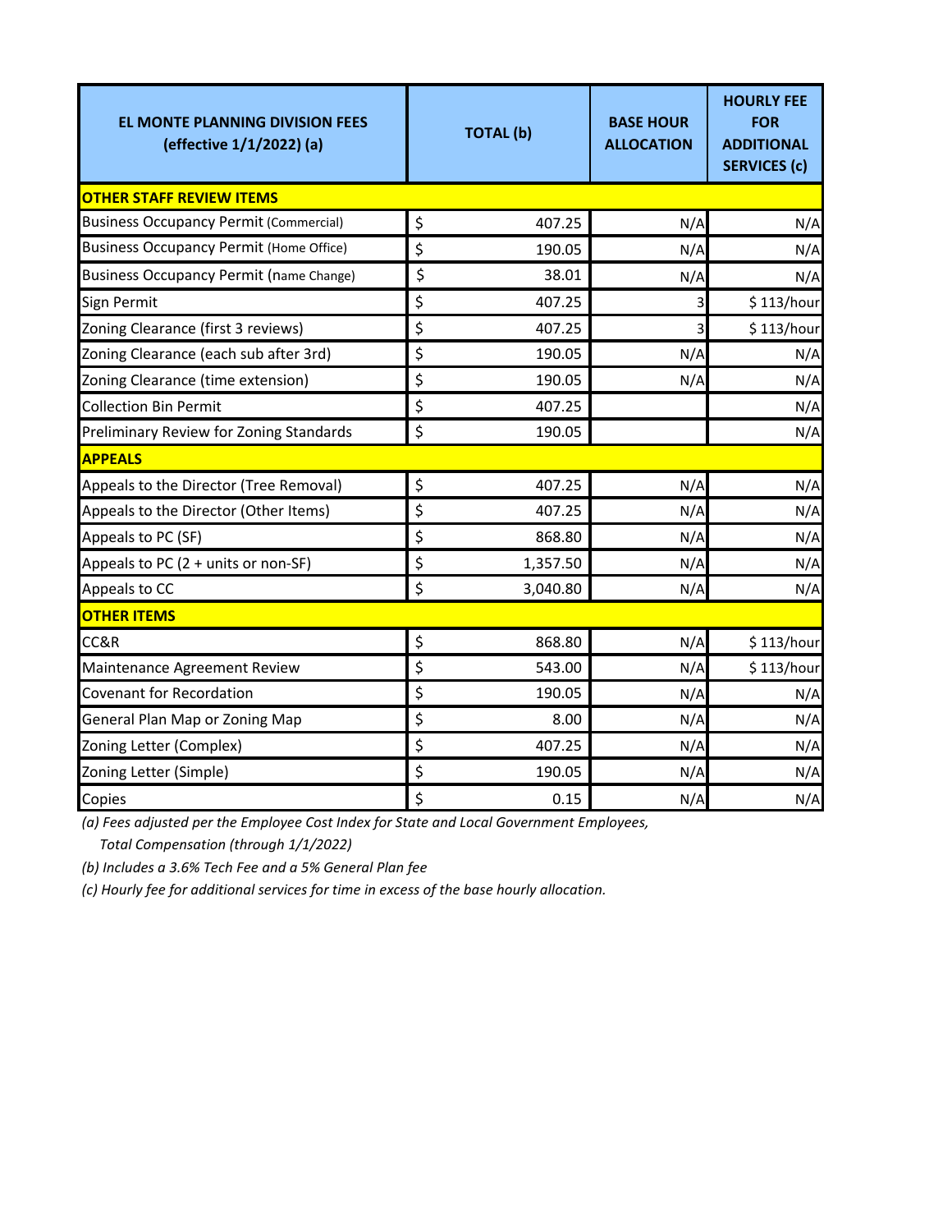| EL MONTE PLANNING DIVISION FEES (effective 1/1/2022) (a) | TOTAL (b) | BASE HOUR ALLOCATION | HOURLY FEE FOR ADDITIONAL SERVICES (c) |
|---|---|---|---|
| **OTHER STAFF REVIEW ITEMS** | | | |
| Business Occupancy Permit (Commercial) | $ 407.25 | N/A | N/A |
| Business Occupancy Permit (Home Office) | $ 190.05 | N/A | N/A |
| Business Occupancy Permit (name Change) | $ 38.01 | N/A | N/A |
| Sign Permit | $ 407.25 | 3 | $ 113/hour |
| Zoning Clearance (first 3 reviews) | $ 407.25 | 3 | $ 113/hour |
| Zoning Clearance (each sub after 3rd) | $ 190.05 | N/A | N/A |
| Zoning Clearance (time extension) | $ 190.05 | N/A | N/A |
| Collection Bin Permit | $ 407.25 | | N/A |
| Preliminary Review for Zoning Standards | $ 190.05 | | N/A |
| **APPEALS** | | | |
| Appeals to the Director (Tree Removal) | $ 407.25 | N/A | N/A |
| Appeals to the Director (Other Items) | $ 407.25 | N/A | N/A |
| Appeals to PC (SF) | $ 868.80 | N/A | N/A |
| Appeals to PC (2 + units or non-SF) | $ 1,357.50 | N/A | N/A |
| Appeals to CC | $ 3,040.80 | N/A | N/A |
| **OTHER ITEMS** | | | |
| CC&R | $ 868.80 | N/A | $ 113/hour |
| Maintenance Agreement Review | $ 543.00 | N/A | $ 113/hour |
| Covenant for Recordation | $ 190.05 | N/A | N/A |
| General Plan Map or Zoning Map | $ 8.00 | N/A | N/A |
| Zoning Letter (Complex) | $ 407.25 | N/A | N/A |
| Zoning Letter (Simple) | $ 190.05 | N/A | N/A |
| Copies | $ 0.15 | N/A | N/A |

*(a) Fees adjusted per the Employee Cost Index for State and Local Government Employees, Total Compensation (through 1/1/2022)*

*(b) Includes a 3.6% Tech Fee and a 5% General Plan fee*

*(c) Hourly fee for additional services for time in excess of the base hourly allocation.*